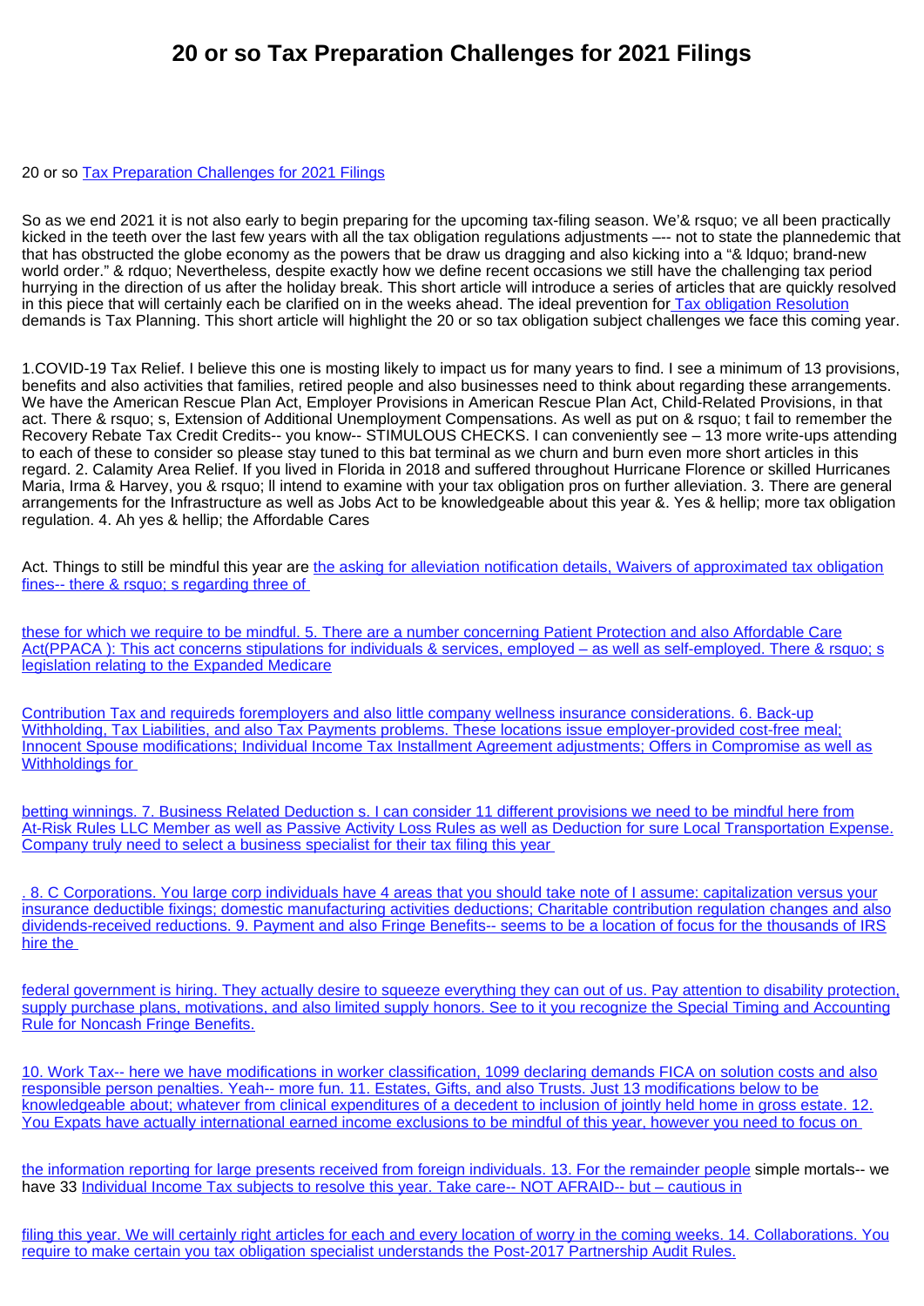# 20 or so Tax Preparation Challenges for 2021 Filings

20 or so Tax Preparation Challenges for 2021 Filings

So as we end 2021 it is not also early to begin preparing for the upcoming tax-filing season. We'& rsquo; ve all been practically kicked in the teeth over the last few years with all the tax obligation regulations adjustments –-- not to state the plannedemic that that has obstructed the globe economy as the powers that be draw us dragging and also kicking into a "& ldquo; brand-new world order." & rdquo; Nevertheless, despite exactly how we define recent occasions we still have the challenging tax period hurrying in the direction of us after the holiday break. This short article will introduce a series of articles that are quickly resolved in this piece that will certainly each be clarified on in the weeks ahead. The ideal prevention for Tax obligation Resolution demands is Tax Planning. This short article will highlight the 20 or so tax obligation subject challenges we face this coming year.

1.COVID-19 Tax Relief. I believe this one is mosting likely to impact us for many years to find. I see a minimum of 13 provisions, benefits and also activities that families, retired people and also businesses need to think about regarding these arrangements. We have the American Rescue Plan Act, Employer Provisions in American Rescue Plan Act, Child-Related Provisions, in that act. There & rsquo; s, Extension of Additional Unemployment Compensations. As well as put on & rsquo; t fail to remember the Recovery Rebate Tax Credit Credits-- you know-- STIMULOUS CHECKS. I can conveniently see – 13 more write-ups attending to each of these to consider so please stay tuned to this bat terminal as we churn and burn even more short articles in this regard. 2. Calamity Area Relief. If you lived in Florida in 2018 and suffered throughout Hurricane Florence or skilled Hurricanes Maria, Irma & Harvey, you & rsquo; ll intend to examine with your tax obligation pros on further alleviation. 3. There are general arrangements for the Infrastructure as well as Jobs Act to be knowledgeable about this year &. Yes & hellip; more tax obligation regulation. 4. Ah yes & hellip; the Affordable Cares

Act. Things to still be mindful this year are the asking for alleviation notification details, Waivers of approximated tax obligation fines-- there & rsquo; s regarding three of

these for which we require to be mindful. 5. There are a number concerning Patient Protection and also Affordable Care Act(PPACA ): This act concerns stipulations for individuals & services, employed – as well as self-employed. There & rsquo; s legislation relating to the Expanded Medicare

Contribution Tax and requireds foremployers and also little company wellness insurance considerations. 6. Back-up Withholding, Tax Liabilities, and also Tax Payments problems. These locations issue employer-provided cost-free meal; Innocent Spouse modifications; Individual Income Tax Installment Agreement adjustments; Offers in Compromise as well as Withholdings for

betting winnings. 7. Business Related Deduction s. I can consider 11 different provisions we need to be mindful here from At-Risk Rules LLC Member as well as Passive Activity Loss Rules as well as Deduction for sure Local Transportation Expense. Company truly need to select a business specialist for their tax filing this year

. 8. C Corporations. You large corp individuals have 4 areas that you should take note of I assume: capitalization versus your insurance deductible fixings; domestic manufacturing activities deductions; Charitable contribution regulation changes and also dividends-received reductions. 9. Payment and also Fringe Benefits-- seems to be a location of focus for the thousands of IRS hire the

federal government is hiring. They actually desire to squeeze everything they can out of us. Pay attention to disability protection, supply purchase plans, motivations, and also limited supply honors. See to it you recognize the Special Timing and Accounting Rule for Noncash Fringe Benefits.

10. Work Tax-- here we have modifications in worker classification, 1099 declaring demands FICA on solution costs and also responsible person penalties. Yeah-- more fun. 11. Estates, Gifts, and also Trusts. Just 13 modifications below to be knowledgeable about; whatever from clinical expenditures of a decedent to inclusion of jointly held home in gross estate. 12. You Expats have actually international earned income exclusions to be mindful of this year, however you need to focus on

the information reporting for large presents received from foreign individuals. 13. For the remainder people simple mortals-- we have 33 Individual Income Tax subjects to resolve this year. Take care-- NOT AFRAID-- but – cautious in

filing this year. We will certainly right articles for each and every location of worry in the coming weeks. 14. Collaborations. You require to make certain you tax obligation specialist understands the Post-2017 Partnership Audit Rules.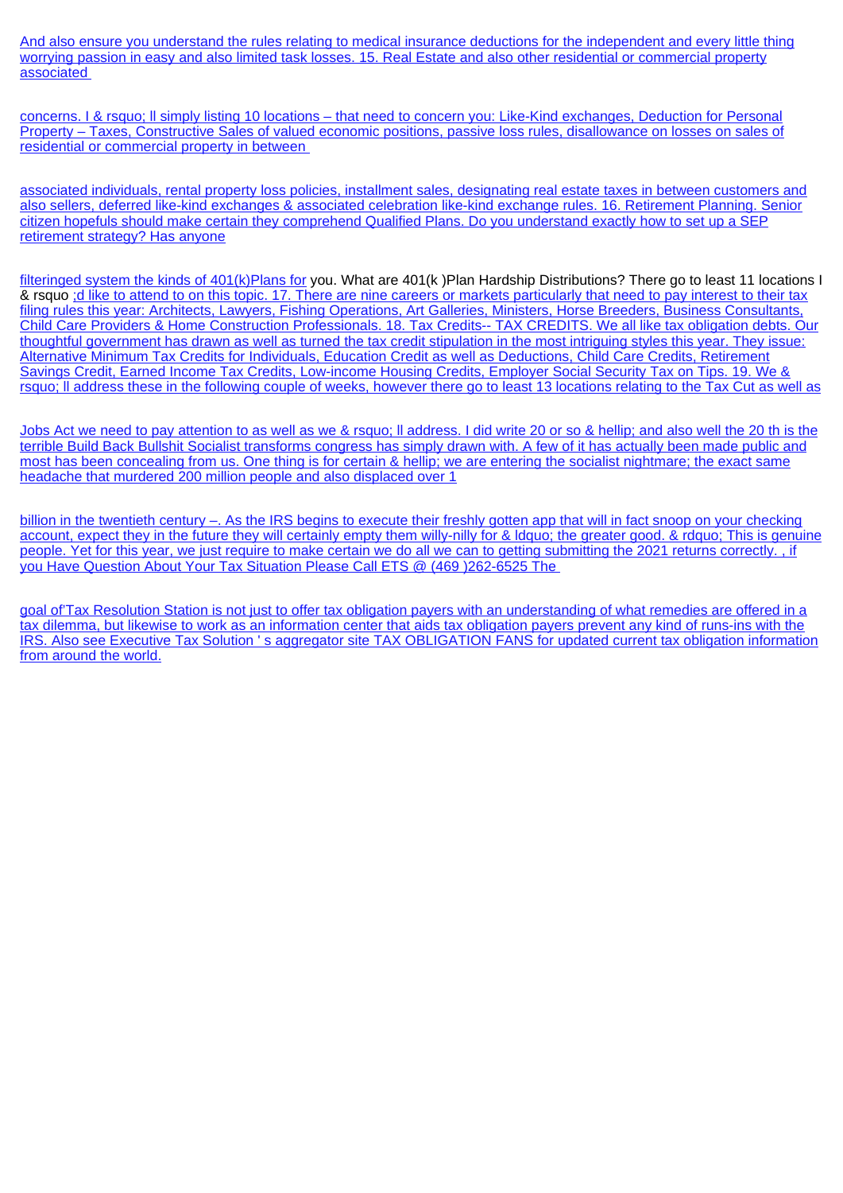And also ensure you understand the rules relating to medical insurance deductions for the independent and every little thing worrying passion in easy and also limited task losses. 15. Real Estate and also other residential or commercial property associated

concerns. I & rsquo; ll simply listing 10 locations – that need to concern you: Like-Kind exchanges, Deduction for Personal Property – Taxes, Constructive Sales of valued economic positions, passive loss rules, disallowance on losses on sales of residential or commercial property in between

associated individuals, rental property loss policies, installment sales, designating real estate taxes in between customers and also sellers, deferred like-kind exchanges & associated celebration like-kind exchange rules. 16. Retirement Planning. Senior citizen hopefuls should make certain they comprehend Qualified Plans. Do you understand exactly how to set up a SEP retirement strategy? Has anyone

filteringed system the kinds of 401(k)Plans for you. What are 401(k )Plan Hardship Distributions? There go to least 11 locations I & rsquo ;d like to attend to on this topic. 17. There are nine careers or markets particularly that need to pay interest to their tax filing rules this year: Architects, Lawyers, Fishing Operations, Art Galleries, Ministers, Horse Breeders, Business Consultants, Child Care Providers & Home Construction Professionals. 18. Tax Credits-- TAX CREDITS. We all like tax obligation debts. Our thoughtful government has drawn as well as turned the tax credit stipulation in the most intriguing styles this year. They issue: Alternative Minimum Tax Credits for Individuals, Education Credit as well as Deductions, Child Care Credits, Retirement Savings Credit, Earned Income Tax Credits, Low-income Housing Credits, Employer Social Security Tax on Tips. 19. We & rsquo; ll address these in the following couple of weeks, however there go to least 13 locations relating to the Tax Cut as well as

Jobs Act we need to pay attention to as well as we & rsquo; ll address. I did write 20 or so & hellip; and also well the 20 th is the terrible Build Back Bullshit Socialist transforms congress has simply drawn with. A few of it has actually been made public and most has been concealing from us. One thing is for certain & hellip; we are entering the socialist nightmare; the exact same headache that murdered 200 million people and also displaced over 1

billion in the twentieth century –. As the IRS begins to execute their freshly gotten app that will in fact snoop on your checking account, expect they in the future they will certainly empty them willy-nilly for & ldquo; the greater good. & rdquo; This is genuine people. Yet for this year, we just require to make certain we do all we can to getting submitting the 2021 returns correctly. , if you Have Question About Your Tax Situation Please Call ETS @ (469 )262-6525 The

goal of'Tax Resolution Station is not just to offer tax obligation payers with an understanding of what remedies are offered in a tax dilemma, but likewise to work as an information center that aids tax obligation payers prevent any kind of runs-ins with the IRS. Also see Executive Tax Solution ' s aggregator site TAX OBLIGATION FANS for updated current tax obligation information from around the world.